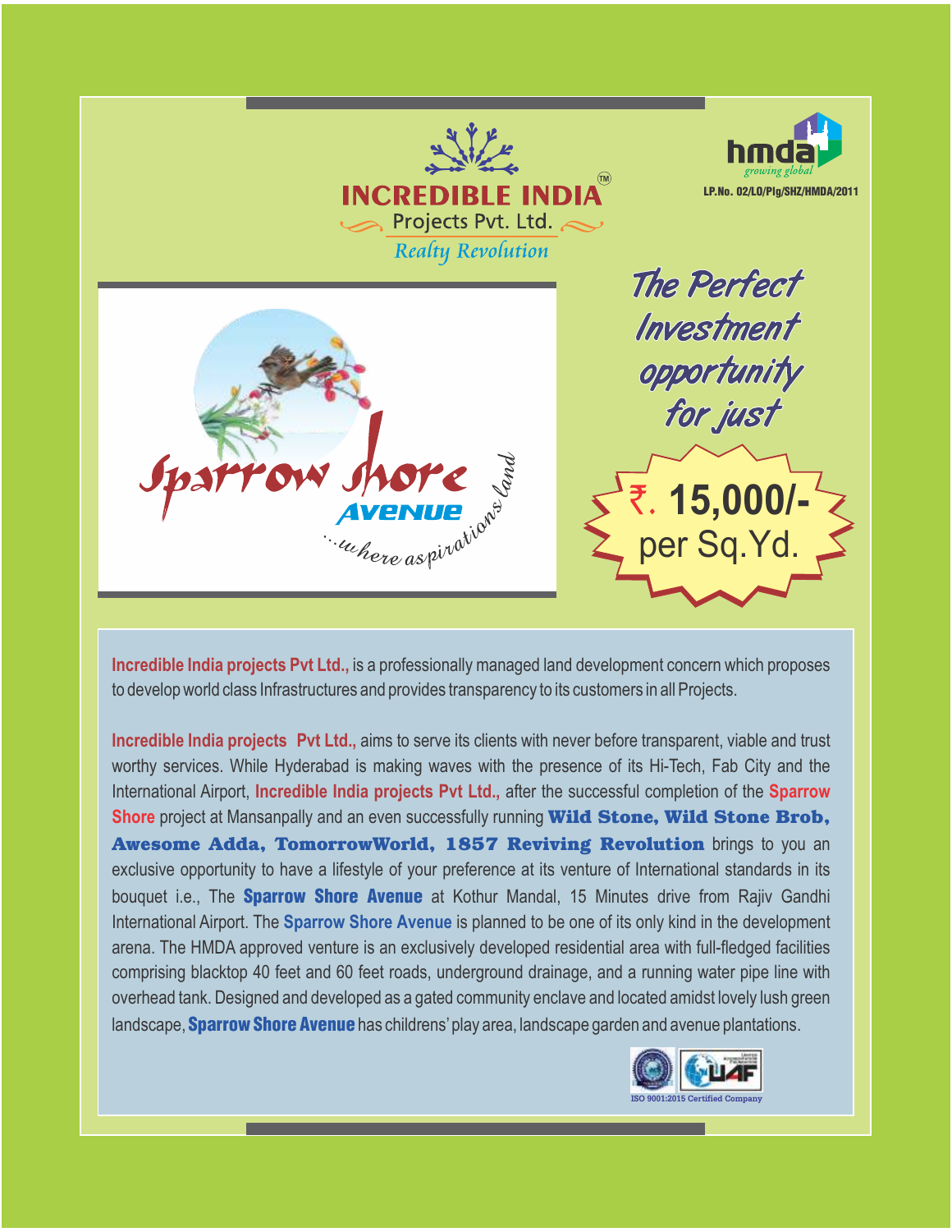# INCREDIBLE INDIA™

Projects Pvt. Ltd.

*Realty Revolution*

**hmda** *growing global*

LP.No. 02/LO/Plg/SHZ/HMDA/2011

## Sparrow Shore AVENUE

*...where aspirations land*

*The Perfect Investment opportunity for just*

**₹. 15,000/-** per Sq.Yd.

**Incredible India projects Pvt Ltd.,** is a professionally managed land development concern which proposes to develop world class Infrastructures and provides transparency to its customers in all Projects.

**Incredible India projects Pvt Ltd.,** aims to serve its clients with never before transparent, viable and trust worthy services. While Hyderabad is making waves with the presence of its Hi-Tech, Fab City and the International Airport, **Incredible India projects Pvt Ltd.,** after the successful completion of the **Sparrow Shore** project at Mansanpally and an even successfully running **Wild Stone, Wild Stone Brob, Awesome Adda, TomorrowWorld, 1857 Reviving Revolution** brings to you an exclusive opportunity to have a lifestyle of your preference at its venture of International standards in its bouquet i.e., The **Sparrow Shore Avenue** at Kothur Mandal, 15 Minutes drive from Rajiv Gandhi International Airport. The **Sparrow Shore Avenue** is planned to be one of its only kind in the development arena. The HMDA approved venture is an exclusively developed residential area with full-fledged facilities comprising blacktop 40 feet and 60 feet roads, underground drainage, and a running water pipe line with overhead tank. Designed and developed as a gated community enclave and located amidst lovely lush green landscape, **Sparrow Shore Avenue** has childrens' play area, landscape garden and avenue plantations.

ISO 9001:2015 Certified Company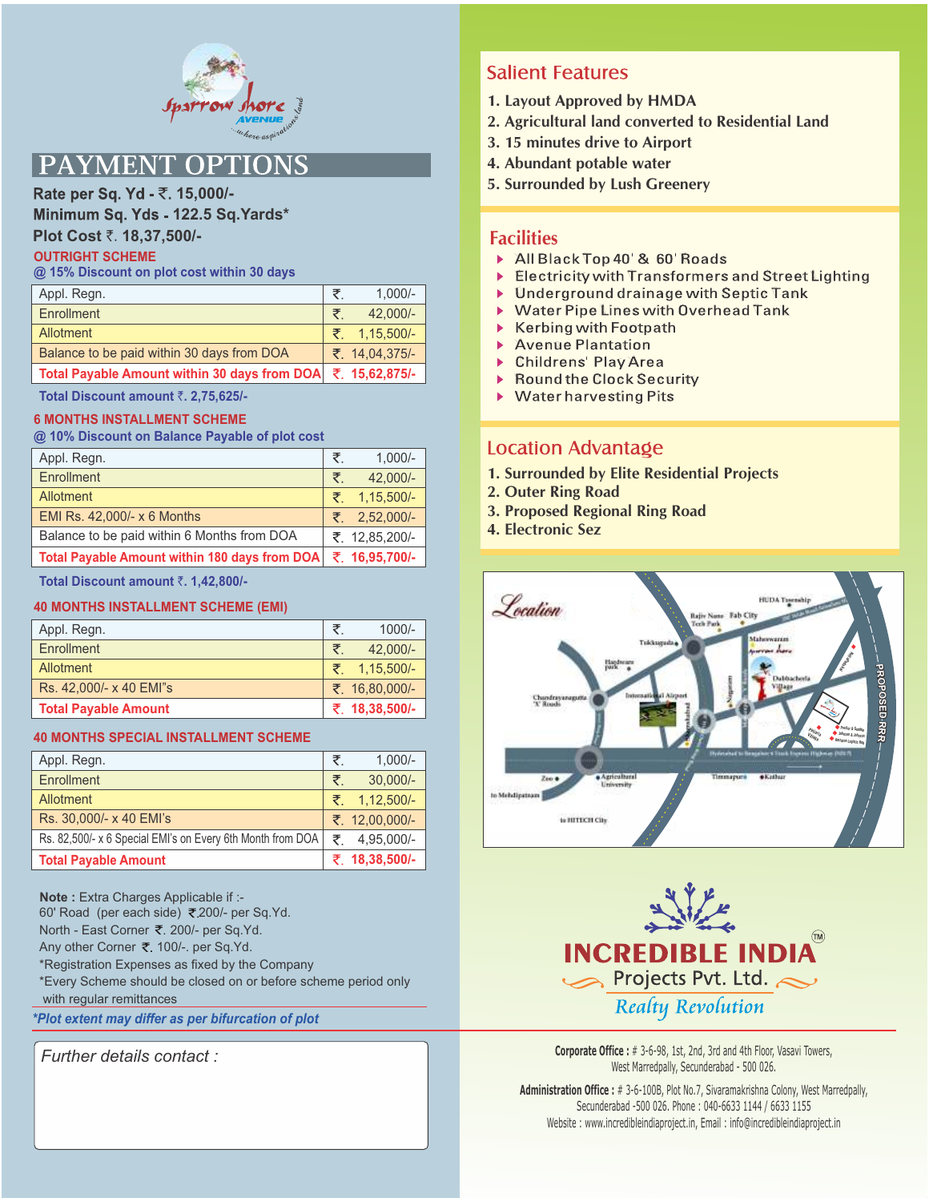Sparrow Shore AVENUE
...where aspirations land

# PAYMENT OPTIONS

**Rate per Sq. Yd - ₹. 15,000/-**
**Minimum Sq. Yds - 122.5 Sq.Yards***
**Plot Cost ₹. 18,37,500/-**

## OUTRIGHT SCHEME

**@ 15% Discount on plot cost within 30 days**

| | |
|---|---|
| Appl. Regn. | ₹. 1,000/- |
| Enrollment | ₹. 42,000/- |
| Allotment | ₹. 1,15,500/- |
| Balance to be paid within 30 days from DOA | ₹. 14,04,375/- |
| **Total Payable Amount within 30 days from DOA** | **₹. 15,62,875/-** |

**Total Discount amount ₹. 2,75,625/-**

## 6 MONTHS INSTALLMENT SCHEME

**@ 10% Discount on Balance Payable of plot cost**

| | |
|---|---|
| Appl. Regn. | ₹. 1,000/- |
| Enrollment | ₹. 42,000/- |
| Allotment | ₹. 1,15,500/- |
| EMI Rs. 42,000/- x 6 Months | ₹. 2,52,000/- |
| Balance to be paid within 6 Months from DOA | ₹. 12,85,200/- |
| **Total Payable Amount within 180 days from DOA** | **₹. 16,95,700/-** |

**Total Discount amount ₹. 1,42,800/-**

## 40 MONTHS INSTALLMENT SCHEME (EMI)

| | |
|---|---|
| Appl. Regn. | ₹. 1000/- |
| Enrollment | ₹. 42,000/- |
| Allotment | ₹. 1,15,500/- |
| Rs. 42,000/- x 40 EMI"s | ₹. 16,80,000/- |
| **Total Payable Amount** | **₹. 18,38,500/-** |

## 40 MONTHS SPECIAL INSTALLMENT SCHEME

| | |
|---|---|
| Appl. Regn. | ₹. 1,000/- |
| Enrollment | ₹. 30,000/- |
| Allotment | ₹. 1,12,500/- |
| Rs. 30,000/- x 40 EMI's | ₹. 12,00,000/- |
| Rs. 82,500/- x 6 Special EMI's on Every 6th Month from DOA | ₹. 4,95,000/- |
| **Total Payable Amount** | **₹. 18,38,500/-** |

**Note :** Extra Charges Applicable if :-
60' Road (per each side) ₹.200/- per Sq.Yd.
North - East Corner ₹. 200/- per Sq.Yd.
Any other Corner ₹. 100/-. per Sq.Yd.
*Registration Expenses as fixed by the Company
*Every Scheme should be closed on or before scheme period only with regular remittances

*Plot extent may differ as per bifurcation of plot*

Further details contact :

## Salient Features

1. Layout Approved by HMDA
2. Agricultural land converted to Residential Land
3. 15 minutes drive to Airport
4. Abundant potable water
5. Surrounded by Lush Greenery

## Facilities

- All Black Top 40' & 60' Roads
- Electricity with Transformers and Street Lighting
- Underground drainage with Septic Tank
- Water Pipe Lines with Overhead Tank
- Kerbing with Footpath
- Avenue Plantation
- Childrens' Play Area
- Round the Clock Security
- Water harvesting Pits

## Location Advantage

1. Surrounded by Elite Residential Projects
2. Outer Ring Road
3. Proposed Regional Ring Road
4. Electronic Sez

Location
HUDA Township
Rajiv Nano Tech Park
Fab City
Tukkuguda
Maheswaram
Hardware park
Dubbacherla Village
Chandrayanagutta 'X' Roads
International Airport
Zoo
Agricultural University
Timmapur
Kothur
to Mehdipatnam
to HITECH City
PROPOSED RRR

**INCREDIBLE INDIA** ™
Projects Pvt. Ltd.
*Realty Revolution*

**Corporate Office :** # 3-6-98, 1st, 2nd, 3rd and 4th Floor, Vasavi Towers, West Marredpally, Secunderabad - 500 026.

**Administration Office :** # 3-6-100B, Plot No.7, Sivaramakrishna Colony, West Marredpally, Secunderabad -500 026. Phone : 040-6633 1144 / 6633 1155
Website : www.incredibleindiaproject.in, Email : info@incredibleindiaproject.in